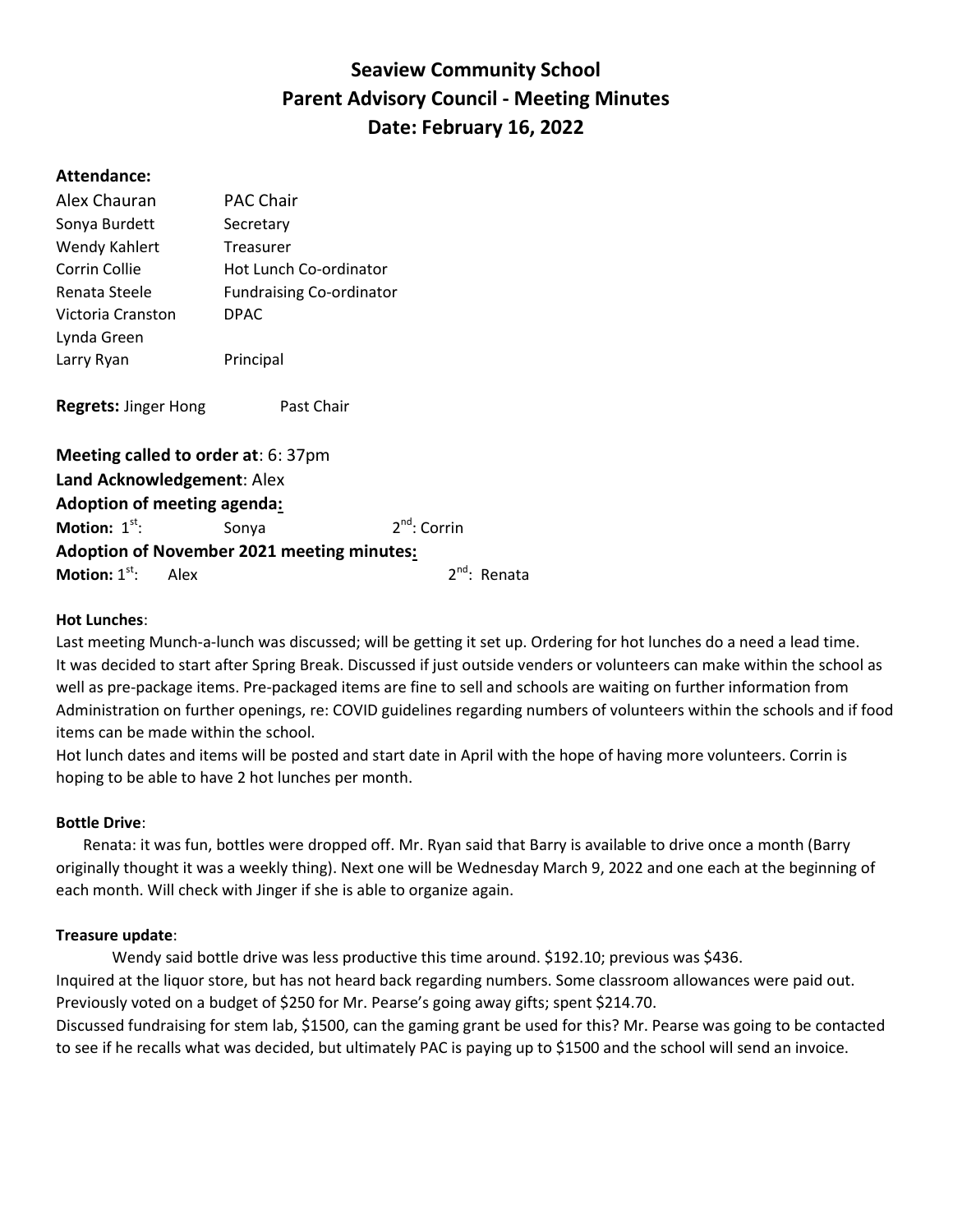# Seaview Community School
## Parent Advisory Council - Meeting Minutes
## Date: February 16, 2022

**Attendance:**

| | |
|---|---|
| Alex Chauran | PAC Chair |
| Sonya Burdett | Secretary |
| Wendy Kahlert | Treasurer |
| Corrin Collie | Hot Lunch Co-ordinator |
| Renata Steele | Fundraising Co-ordinator |
| Victoria Cranston | DPAC |
| Lynda Green | |
| Larry Ryan | Principal |

**Regrets:** Jinger Hong Past Chair

**Meeting called to order at**: 6: 37pm

**Land Acknowledgement**: Alex

**Adoption of meeting agenda:**

**Motion:** 1st: Sonya 2nd: Corrin

**Adoption of November 2021 meeting minutes:**

**Motion:** 1st: Alex 2nd: Renata

**Hot Lunches**:

Last meeting Munch-a-lunch was discussed; will be getting it set up. Ordering for hot lunches do a need a lead time. It was decided to start after Spring Break. Discussed if just outside venders or volunteers can make within the school as well as pre-package items. Pre-packaged items are fine to sell and schools are waiting on further information from Administration on further openings, re: COVID guidelines regarding numbers of volunteers within the schools and if food items can be made within the school.

Hot lunch dates and items will be posted and start date in April with the hope of having more volunteers. Corrin is hoping to be able to have 2 hot lunches per month.

**Bottle Drive**:

Renata: it was fun, bottles were dropped off. Mr. Ryan said that Barry is available to drive once a month (Barry originally thought it was a weekly thing). Next one will be Wednesday March 9, 2022 and one each at the beginning of each month. Will check with Jinger if she is able to organize again.

**Treasure update**:

Wendy said bottle drive was less productive this time around. $192.10; previous was $436.

Inquired at the liquor store, but has not heard back regarding numbers. Some classroom allowances were paid out. Previously voted on a budget of $250 for Mr. Pearse's going away gifts; spent $214.70.

Discussed fundraising for stem lab, $1500, can the gaming grant be used for this? Mr. Pearse was going to be contacted to see if he recalls what was decided, but ultimately PAC is paying up to $1500 and the school will send an invoice.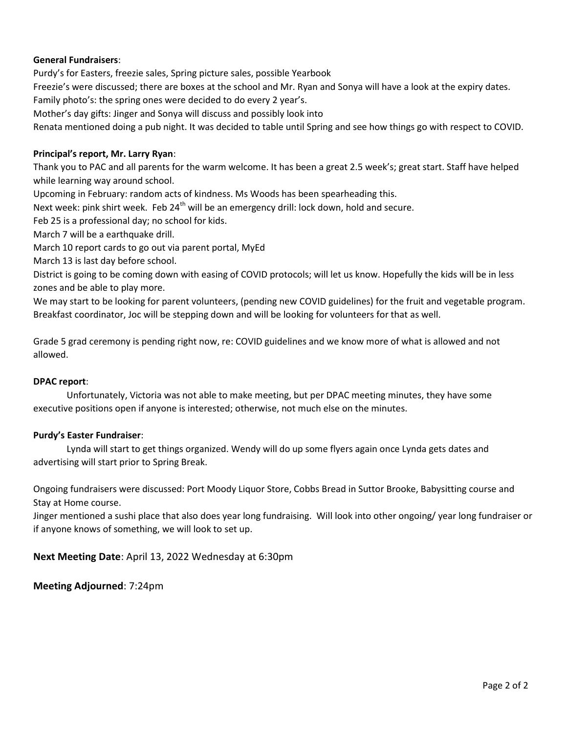**General Fundraisers**:

Purdy's for Easters, freezie sales, Spring picture sales, possible Yearbook

Freezie's were discussed; there are boxes at the school and Mr. Ryan and Sonya will have a look at the expiry dates.

Family photo's: the spring ones were decided to do every 2 year's.

Mother's day gifts: Jinger and Sonya will discuss and possibly look into

Renata mentioned doing a pub night. It was decided to table until Spring and see how things go with respect to COVID.

**Principal's report, Mr. Larry Ryan**:

Thank you to PAC and all parents for the warm welcome. It has been a great 2.5 week's; great start. Staff have helped while learning way around school.

Upcoming in February: random acts of kindness. Ms Woods has been spearheading this.

Next week: pink shirt week. Feb 24th will be an emergency drill: lock down, hold and secure.

Feb 25 is a professional day; no school for kids.

March 7 will be a earthquake drill.

March 10 report cards to go out via parent portal, MyEd

March 13 is last day before school.

District is going to be coming down with easing of COVID protocols; will let us know. Hopefully the kids will be in less zones and be able to play more.

We may start to be looking for parent volunteers, (pending new COVID guidelines) for the fruit and vegetable program. Breakfast coordinator, Joc will be stepping down and will be looking for volunteers for that as well.

Grade 5 grad ceremony is pending right now, re: COVID guidelines and we know more of what is allowed and not allowed.

**DPAC report**:

Unfortunately, Victoria was not able to make meeting, but per DPAC meeting minutes, they have some executive positions open if anyone is interested; otherwise, not much else on the minutes.

**Purdy's Easter Fundraiser**:

Lynda will start to get things organized. Wendy will do up some flyers again once Lynda gets dates and advertising will start prior to Spring Break.

Ongoing fundraisers were discussed: Port Moody Liquor Store, Cobbs Bread in Suttor Brooke, Babysitting course and Stay at Home course.

Jinger mentioned a sushi place that also does year long fundraising. Will look into other ongoing/ year long fundraiser or if anyone knows of something, we will look to set up.

**Next Meeting Date**: April 13, 2022 Wednesday at 6:30pm

**Meeting Adjourned**: 7:24pm